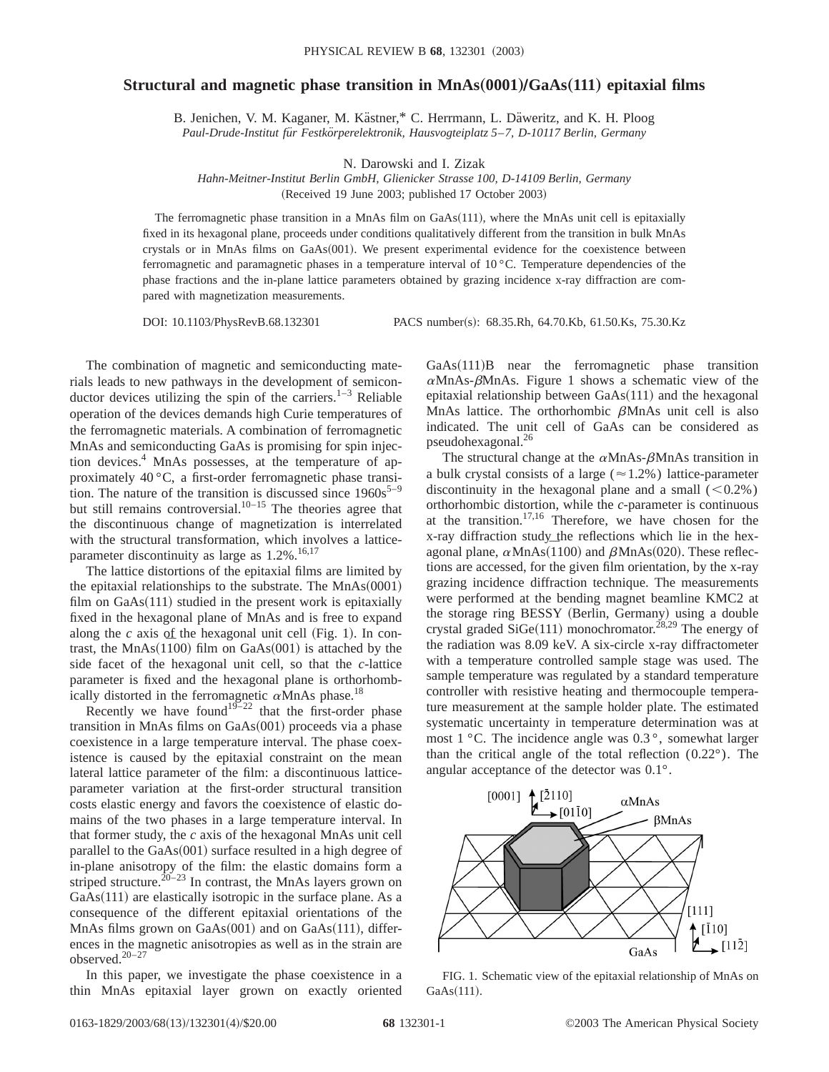# Structural and magnetic phase transition in MnAs(0001)/GaAs(111) epitaxial films

B. Jenichen, V. M. Kaganer, M. Kästner,* C. Herrmann, L. Däweritz, and K. H. Ploog
*Paul-Drude-Institut für Festkörperelektronik, Hausvogteiplatz 5–7, D-10117 Berlin, Germany*

N. Darowski and I. Zizak
*Hahn-Meitner-Institut Berlin GmbH, Glienicker Strasse 100, D-14109 Berlin, Germany*
(Received 19 June 2003; published 17 October 2003)

The ferromagnetic phase transition in a MnAs film on GaAs(111), where the MnAs unit cell is epitaxially fixed in its hexagonal plane, proceeds under conditions qualitatively different from the transition in bulk MnAs crystals or in MnAs films on GaAs(001). We present experimental evidence for the coexistence between ferromagnetic and paramagnetic phases in a temperature interval of 10 °C. Temperature dependencies of the phase fractions and the in-plane lattice parameters obtained by grazing incidence x-ray diffraction are compared with magnetization measurements.

DOI: 10.1103/PhysRevB.68.132301 PACS number(s): 68.35.Rh, 64.70.Kb, 61.50.Ks, 75.30.Kz

The combination of magnetic and semiconducting materials leads to new pathways in the development of semiconductor devices utilizing the spin of the carriers.[1–3] Reliable operation of the devices demands high Curie temperatures of the ferromagnetic materials. A combination of ferromagnetic MnAs and semiconducting GaAs is promising for spin injection devices.[4] MnAs possesses, at the temperature of approximately 40 °C, a first-order ferromagnetic phase transition. The nature of the transition is discussed since 1960s[5–9] but still remains controversial.[10–15] The theories agree that the discontinuous change of magnetization is interrelated with the structural transformation, which involves a lattice-parameter discontinuity as large as 1.2%.[16,17]

The lattice distortions of the epitaxial films are limited by the epitaxial relationships to the substrate. The MnAs(0001) film on GaAs(111) studied in the present work is epitaxially fixed in the hexagonal plane of MnAs and is free to expand along the $c$ axis of the hexagonal unit cell (Fig. 1). In contrast, the MnAs$(1\bar{1}00)$ film on GaAs(001) is attached by the side facet of the hexagonal unit cell, so that the $c$-lattice parameter is fixed and the hexagonal plane is orthorhombically distorted in the ferromagnetic $\alpha$MnAs phase.[18]

Recently we have found[19–22] that the first-order phase transition in MnAs films on GaAs(001) proceeds via a phase coexistence in a large temperature interval. The phase coexistence is caused by the epitaxial constraint on the mean lateral lattice parameter of the film: a discontinuous lattice-parameter variation at the first-order structural transition costs elastic energy and favors the coexistence of elastic domains of the two phases in a large temperature interval. In that former study, the $c$ axis of the hexagonal MnAs unit cell parallel to the GaAs(001) surface resulted in a high degree of in-plane anisotropy of the film: the elastic domains form a striped structure.[20–23] In contrast, the MnAs layers grown on GaAs(111) are elastically isotropic in the surface plane. As a consequence of the different epitaxial orientations of the MnAs films grown on GaAs(001) and on GaAs(111), differences in the magnetic anisotropies as well as in the strain are observed.[20–27]

In this paper, we investigate the phase coexistence in a thin MnAs epitaxial layer grown on exactly oriented GaAs(111)B near the ferromagnetic phase transition $\alpha$MnAs-$\beta$MnAs. Figure 1 shows a schematic view of the epitaxial relationship between GaAs(111) and the hexagonal MnAs lattice. The orthorhombic $\beta$MnAs unit cell is also indicated. The unit cell of GaAs can be considered as pseudohexagonal.[26]

The structural change at the $\alpha$MnAs-$\beta$MnAs transition in a bulk crystal consists of a large ($\approx 1.2\%$) lattice-parameter discontinuity in the hexagonal plane and a small ($<0.2\%$) orthorhombic distortion, while the $c$-parameter is continuous at the transition.[17,16] Therefore, we have chosen for the x-ray diffraction study the reflections which lie in the hexagonal plane, $\alpha$MnAs$(1\bar{1}00)$ and $\beta$MnAs(020). These reflections are accessed, for the given film orientation, by the x-ray grazing incidence diffraction technique. The measurements were performed at the bending magnet beamline KMC2 at the storage ring BESSY (Berlin, Germany) using a double crystal graded SiGe(111) monochromator.[28,29] The energy of the radiation was 8.09 keV. A six-circle x-ray diffractometer with a temperature controlled sample stage was used. The sample temperature was regulated by a standard temperature controller with resistive heating and thermocouple temperature measurement at the sample holder plate. The estimated systematic uncertainty in temperature determination was at most 1 °C. The incidence angle was 0.3°, somewhat larger than the critical angle of the total reflection (0.22°). The angular acceptance of the detector was 0.1°.

FIG. 1. Schematic view of the epitaxial relationship of MnAs on GaAs(111).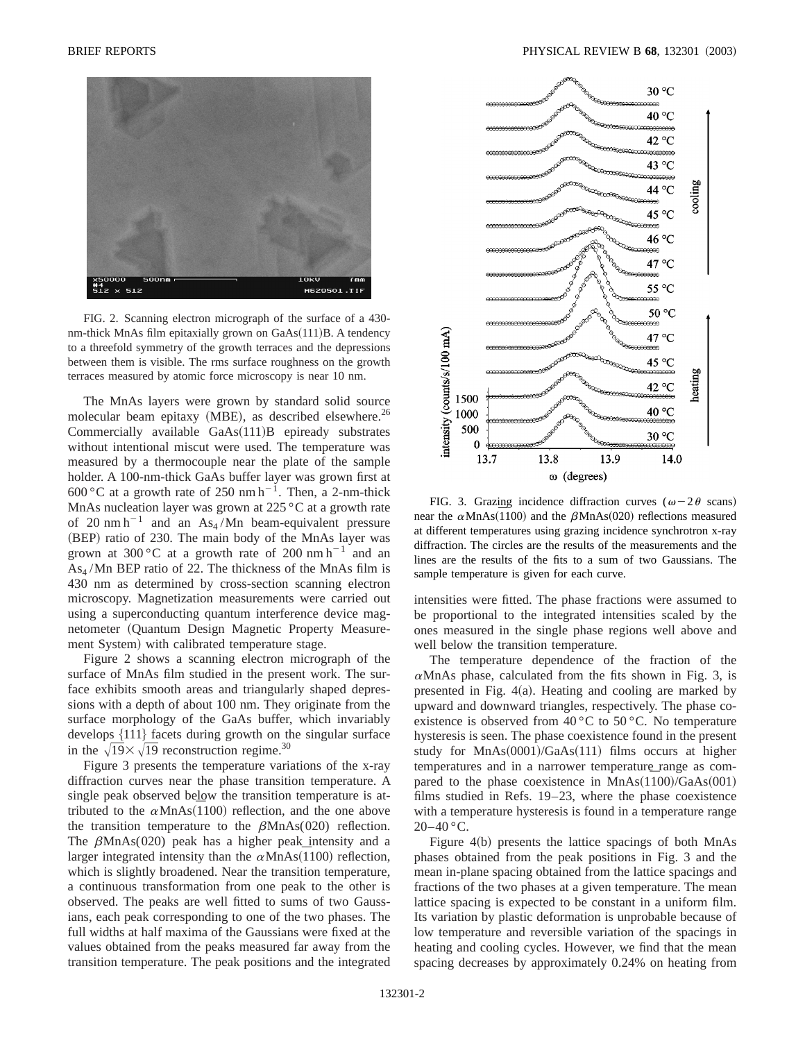FIG. 2. Scanning electron micrograph of the surface of a 430-nm-thick MnAs film epitaxially grown on GaAs(111)B. A tendency to a threefold symmetry of the growth terraces and the depressions between them is visible. The rms surface roughness on the growth terraces measured by atomic force microscopy is near 10 nm.

The MnAs layers were grown by standard solid source molecular beam epitaxy (MBE), as described elsewhere.[26] Commercially available GaAs(111)B epiready substrates without intentional miscut were used. The temperature was measured by a thermocouple near the plate of the sample holder. A 100-nm-thick GaAs buffer layer was grown first at 600 °C at a growth rate of 250 nm $h^{-1}$. Then, a 2-nm-thick MnAs nucleation layer was grown at 225 °C at a growth rate of 20 nm $h^{-1}$ and an $As_4$/Mn beam-equivalent pressure (BEP) ratio of 230. The main body of the MnAs layer was grown at 300 °C at a growth rate of 200 nm $h^{-1}$ and an $As_4$/Mn BEP ratio of 22. The thickness of the MnAs film is 430 nm as determined by cross-section scanning electron microscopy. Magnetization measurements were carried out using a superconducting quantum interference device magnetometer (Quantum Design Magnetic Property Measurement System) with calibrated temperature stage.

Figure 2 shows a scanning electron micrograph of the surface of MnAs film studied in the present work. The surface exhibits smooth areas and triangularly shaped depressions with a depth of about 100 nm. They originate from the surface morphology of the GaAs buffer, which invariably develops {111} facets during growth on the singular surface in the $\sqrt{19}\times\sqrt{19}$ reconstruction regime.[30]

Figure 3 presents the temperature variations of the x-ray diffraction curves near the phase transition temperature. A single peak observed below the transition temperature is attributed to the $\alpha$MnAs($1\bar{1}00$) reflection, and the one above the transition temperature to the $\beta$MnAs(020) reflection. The $\beta$MnAs(020) peak has a higher peak intensity and a larger integrated intensity than the $\alpha$MnAs($1\bar{1}00$) reflection, which is slightly broadened. Near the transition temperature, a continuous transformation from one peak to the other is observed. The peaks are well fitted to sums of two Gaussians, each peak corresponding to one of the two phases. The full widths at half maxima of the Gaussians were fixed at the values obtained from the peaks measured far away from the transition temperature. The peak positions and the integrated intensities were fitted. The phase fractions were assumed to be proportional to the integrated intensities scaled by the ones measured in the single phase regions well above and well below the transition temperature.

FIG. 3. Grazing incidence diffraction curves ($\omega-2\theta$ scans) near the $\alpha$MnAs($1\bar{1}00$) and the $\beta$MnAs(020) reflections measured at different temperatures using grazing incidence synchrotron x-ray diffraction. The circles are the results of the measurements and the lines are the results of the fits to a sum of two Gaussians. The sample temperature is given for each curve.

The temperature dependence of the fraction of the $\alpha$MnAs phase, calculated from the fits shown in Fig. 3, is presented in Fig. 4(a). Heating and cooling are marked by upward and downward triangles, respectively. The phase coexistence is observed from 40 °C to 50 °C. No temperature hysteresis is seen. The phase coexistence found in the present study for MnAs(0001)/GaAs(111) films occurs at higher temperatures and in a narrower temperature range as compared to the phase coexistence in MnAs($1\bar{1}00$)/GaAs(001) films studied in Refs. 19–23, where the phase coexistence with a temperature hysteresis is found in a temperature range 20–40 °C.

Figure 4(b) presents the lattice spacings of both MnAs phases obtained from the peak positions in Fig. 3 and the mean in-plane spacing obtained from the lattice spacings and fractions of the two phases at a given temperature. The mean lattice spacing is expected to be constant in a uniform film. Its variation by plastic deformation is unprobable because of low temperature and reversible variation of the spacings in heating and cooling cycles. However, we find that the mean spacing decreases by approximately 0.24% on heating from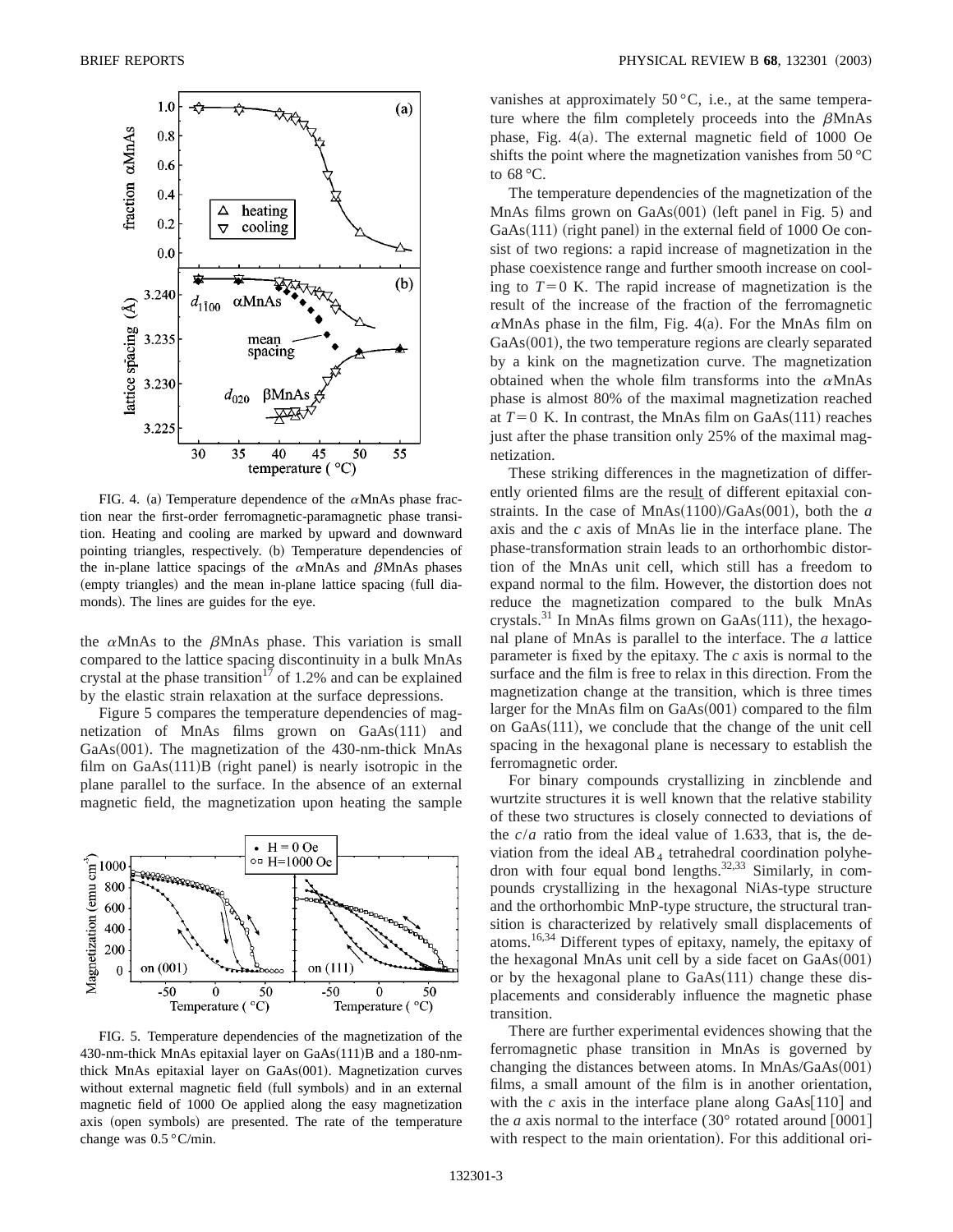FIG. 4. (a) Temperature dependence of the $\alpha$MnAs phase fraction near the first-order ferromagnetic-paramagnetic phase transition. Heating and cooling are marked by upward and downward pointing triangles, respectively. (b) Temperature dependencies of the in-plane lattice spacings of the $\alpha$MnAs and $\beta$MnAs phases (empty triangles) and the mean in-plane lattice spacing (full diamonds). The lines are guides for the eye.

the $\alpha$MnAs to the $\beta$MnAs phase. This variation is small compared to the lattice spacing discontinuity in a bulk MnAs crystal at the phase transition[17] of 1.2% and can be explained by the elastic strain relaxation at the surface depressions.

Figure 5 compares the temperature dependencies of magnetization of MnAs films grown on GaAs(111) and GaAs(001). The magnetization of the 430-nm-thick MnAs film on GaAs(111)B (right panel) is nearly isotropic in the plane parallel to the surface. In the absence of an external magnetic field, the magnetization upon heating the sample vanishes at approximately 50 °C, i.e., at the same temperature where the film completely proceeds into the $\beta$MnAs phase, Fig. 4(a). The external magnetic field of 1000 Oe shifts the point where the magnetization vanishes from 50 °C to 68 °C.

FIG. 5. Temperature dependencies of the magnetization of the 430-nm-thick MnAs epitaxial layer on GaAs(111)B and a 180-nm-thick MnAs epitaxial layer on GaAs(001). Magnetization curves without external magnetic field (full symbols) and in an external magnetic field of 1000 Oe applied along the easy magnetization axis (open symbols) are presented. The rate of the temperature change was 0.5 °C/min.

The temperature dependencies of the magnetization of the MnAs films grown on GaAs(001) (left panel in Fig. 5) and GaAs(111) (right panel) in the external field of 1000 Oe consist of two regions: a rapid increase of magnetization in the phase coexistence range and further smooth increase on cooling to $T=0$ K. The rapid increase of magnetization is the result of the increase of the fraction of the ferromagnetic $\alpha$MnAs phase in the film, Fig. 4(a). For the MnAs film on GaAs(001), the two temperature regions are clearly separated by a kink on the magnetization curve. The magnetization obtained when the whole film transforms into the $\alpha$MnAs phase is almost 80% of the maximal magnetization reached at $T=0$ K. In contrast, the MnAs film on GaAs(111) reaches just after the phase transition only 25% of the maximal magnetization.

These striking differences in the magnetization of differently oriented films are the result of different epitaxial constraints. In the case of MnAs$(1\bar{1}00)$/GaAs(001), both the *a* axis and the *c* axis of MnAs lie in the interface plane. The phase-transformation strain leads to an orthorhombic distortion of the MnAs unit cell, which still has a freedom to expand normal to the film. However, the distortion does not reduce the magnetization compared to the bulk MnAs crystals.[31] In MnAs films grown on GaAs(111), the hexagonal plane of MnAs is parallel to the interface. The *a* lattice parameter is fixed by the epitaxy. The *c* axis is normal to the surface and the film is free to relax in this direction. From the magnetization change at the transition, which is three times larger for the MnAs film on GaAs(001) compared to the film on GaAs(111), we conclude that the change of the unit cell spacing in the hexagonal plane is necessary to establish the ferromagnetic order.

For binary compounds crystallizing in zincblende and wurtzite structures it is well known that the relative stability of these two structures is closely connected to deviations of the $c/a$ ratio from the ideal value of 1.633, that is, the deviation from the ideal $AB_4$ tetrahedral coordination polyhedron with four equal bond lengths.[32,33] Similarly, in compounds crystallizing in the hexagonal NiAs-type structure and the orthorhombic MnP-type structure, the structural transition is characterized by relatively small displacements of atoms.[16,34] Different types of epitaxy, namely, the epitaxy of the hexagonal MnAs unit cell by a side facet on GaAs(001) or by the hexagonal plane to GaAs(111) change these displacements and considerably influence the magnetic phase transition.

There are further experimental evidences showing that the ferromagnetic phase transition in MnAs is governed by changing the distances between atoms. In MnAs/GaAs(001) films, a small amount of the film is in another orientation, with the *c* axis in the interface plane along GaAs[110] and the *a* axis normal to the interface (30° rotated around [0001] with respect to the main orientation). For this additional ori-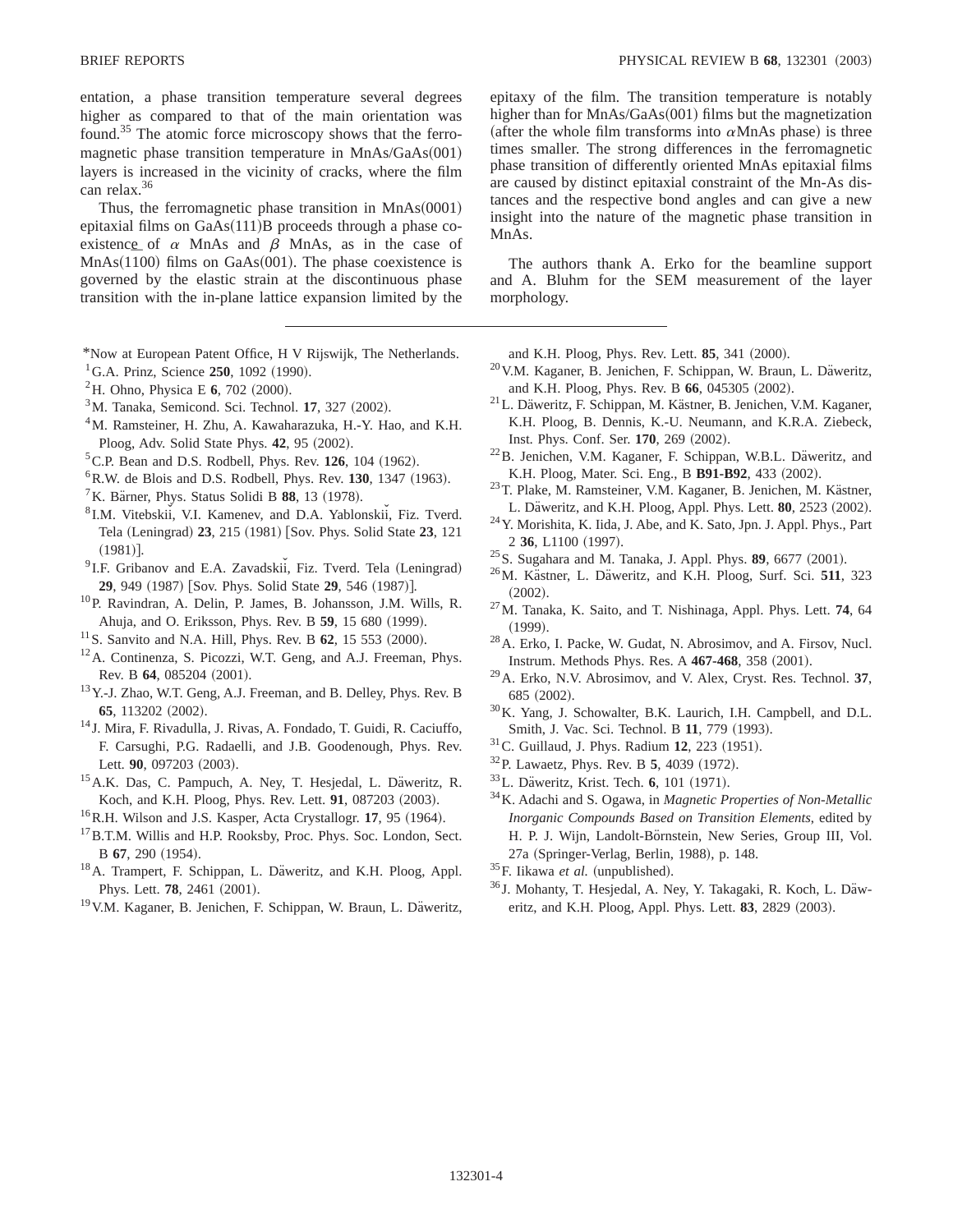entation, a phase transition temperature several degrees higher as compared to that of the main orientation was found.[35] The atomic force microscopy shows that the ferromagnetic phase transition temperature in MnAs/GaAs(001) layers is increased in the vicinity of cracks, where the film can relax.[36]

Thus, the ferromagnetic phase transition in MnAs(0001) epitaxial films on GaAs(111)B proceeds through a phase coexistence of $\alpha$ MnAs and $\beta$ MnAs, as in the case of MnAs($1\bar{1}00$) films on GaAs(001). The phase coexistence is governed by the elastic strain at the discontinuous phase transition with the in-plane lattice expansion limited by the epitaxy of the film. The transition temperature is notably higher than for MnAs/GaAs(001) films but the magnetization (after the whole film transforms into $\alpha$MnAs phase) is three times smaller. The strong differences in the ferromagnetic phase transition of differently oriented MnAs epitaxial films are caused by distinct epitaxial constraint of the Mn-As distances and the respective bond angles and can give a new insight into the nature of the magnetic phase transition in MnAs.

The authors thank A. Erko for the beamline support and A. Bluhm for the SEM measurement of the layer morphology.

---

*Now at European Patent Office, H V Rijswijk, The Netherlands.

[1] G.A. Prinz, Science **250**, 1092 (1990).

[2] H. Ohno, Physica E **6**, 702 (2000).

[3] M. Tanaka, Semicond. Sci. Technol. **17**, 327 (2002).

[4] M. Ramsteiner, H. Zhu, A. Kawaharazuka, H.-Y. Hao, and K.H. Ploog, Adv. Solid State Phys. **42**, 95 (2002).

[5] C.P. Bean and D.S. Rodbell, Phys. Rev. **126**, 104 (1962).

[6] R.W. de Blois and D.S. Rodbell, Phys. Rev. **130**, 1347 (1963).

[7] K. Bärner, Phys. Status Solidi B **88**, 13 (1978).

[8] I.M. Vitebskiĭ, V.I. Kamenev, and D.A. Yablonskiĭ, Fiz. Tverd. Tela (Leningrad) **23**, 215 (1981) [Sov. Phys. Solid State **23**, 121 (1981)].

[9] I.F. Gribanov and E.A. Zavadskiĭ, Fiz. Tverd. Tela (Leningrad) **29**, 949 (1987) [Sov. Phys. Solid State **29**, 546 (1987)].

[10] P. Ravindran, A. Delin, P. James, B. Johansson, J.M. Wills, R. Ahuja, and O. Eriksson, Phys. Rev. B **59**, 15 680 (1999).

[11] S. Sanvito and N.A. Hill, Phys. Rev. B **62**, 15 553 (2000).

[12] A. Continenza, S. Picozzi, W.T. Geng, and A.J. Freeman, Phys. Rev. B **64**, 085204 (2001).

[13] Y.-J. Zhao, W.T. Geng, A.J. Freeman, and B. Delley, Phys. Rev. B **65**, 113202 (2002).

[14] J. Mira, F. Rivadulla, J. Rivas, A. Fondado, T. Guidi, R. Caciuffo, F. Carsughi, P.G. Radaelli, and J.B. Goodenough, Phys. Rev. Lett. **90**, 097203 (2003).

[15] A.K. Das, C. Pampuch, A. Ney, T. Hesjedal, L. Däweritz, R. Koch, and K.H. Ploog, Phys. Rev. Lett. **91**, 087203 (2003).

[16] R.H. Wilson and J.S. Kasper, Acta Crystallogr. **17**, 95 (1964).

[17] B.T.M. Willis and H.P. Rooksby, Proc. Phys. Soc. London, Sect. B **67**, 290 (1954).

[18] A. Trampert, F. Schippan, L. Däweritz, and K.H. Ploog, Appl. Phys. Lett. **78**, 2461 (2001).

[19] V.M. Kaganer, B. Jenichen, F. Schippan, W. Braun, L. Däweritz, and K.H. Ploog, Phys. Rev. Lett. **85**, 341 (2000).

[20] V.M. Kaganer, B. Jenichen, F. Schippan, W. Braun, L. Däweritz, and K.H. Ploog, Phys. Rev. B **66**, 045305 (2002).

[21] L. Däweritz, F. Schippan, M. Kästner, B. Jenichen, V.M. Kaganer, K.H. Ploog, B. Dennis, K.-U. Neumann, and K.R.A. Ziebeck, Inst. Phys. Conf. Ser. **170**, 269 (2002).

[22] B. Jenichen, V.M. Kaganer, F. Schippan, W.B.L. Däweritz, and K.H. Ploog, Mater. Sci. Eng., B **B91-B92**, 433 (2002).

[23] T. Plake, M. Ramsteiner, V.M. Kaganer, B. Jenichen, M. Kästner, L. Däweritz, and K.H. Ploog, Appl. Phys. Lett. **80**, 2523 (2002).

[24] Y. Morishita, K. Iida, J. Abe, and K. Sato, Jpn. J. Appl. Phys., Part 2 **36**, L1100 (1997).

[25] S. Sugahara and M. Tanaka, J. Appl. Phys. **89**, 6677 (2001).

[26] M. Kästner, L. Däweritz, and K.H. Ploog, Surf. Sci. **511**, 323 (2002).

[27] M. Tanaka, K. Saito, and T. Nishinaga, Appl. Phys. Lett. **74**, 64 (1999).

[28] A. Erko, I. Packe, W. Gudat, N. Abrosimov, and A. Firsov, Nucl. Instrum. Methods Phys. Res. A **467-468**, 358 (2001).

[29] A. Erko, N.V. Abrosimov, and V. Alex, Cryst. Res. Technol. **37**, 685 (2002).

[30] K. Yang, J. Schowalter, B.K. Laurich, I.H. Campbell, and D.L. Smith, J. Vac. Sci. Technol. B **11**, 779 (1993).

[31] C. Guillaud, J. Phys. Radium **12**, 223 (1951).

[32] P. Lawaetz, Phys. Rev. B **5**, 4039 (1972).

[33] L. Däweritz, Krist. Tech. **6**, 101 (1971).

[34] K. Adachi and S. Ogawa, in *Magnetic Properties of Non-Metallic Inorganic Compounds Based on Transition Elements*, edited by H. P. J. Wijn, Landolt-Börnstein, New Series, Group III, Vol. 27a (Springer-Verlag, Berlin, 1988), p. 148.

[35] F. Iikawa *et al.* (unpublished).

[36] J. Mohanty, T. Hesjedal, A. Ney, Y. Takagaki, R. Koch, L. Däweritz, and K.H. Ploog, Appl. Phys. Lett. **83**, 2829 (2003).